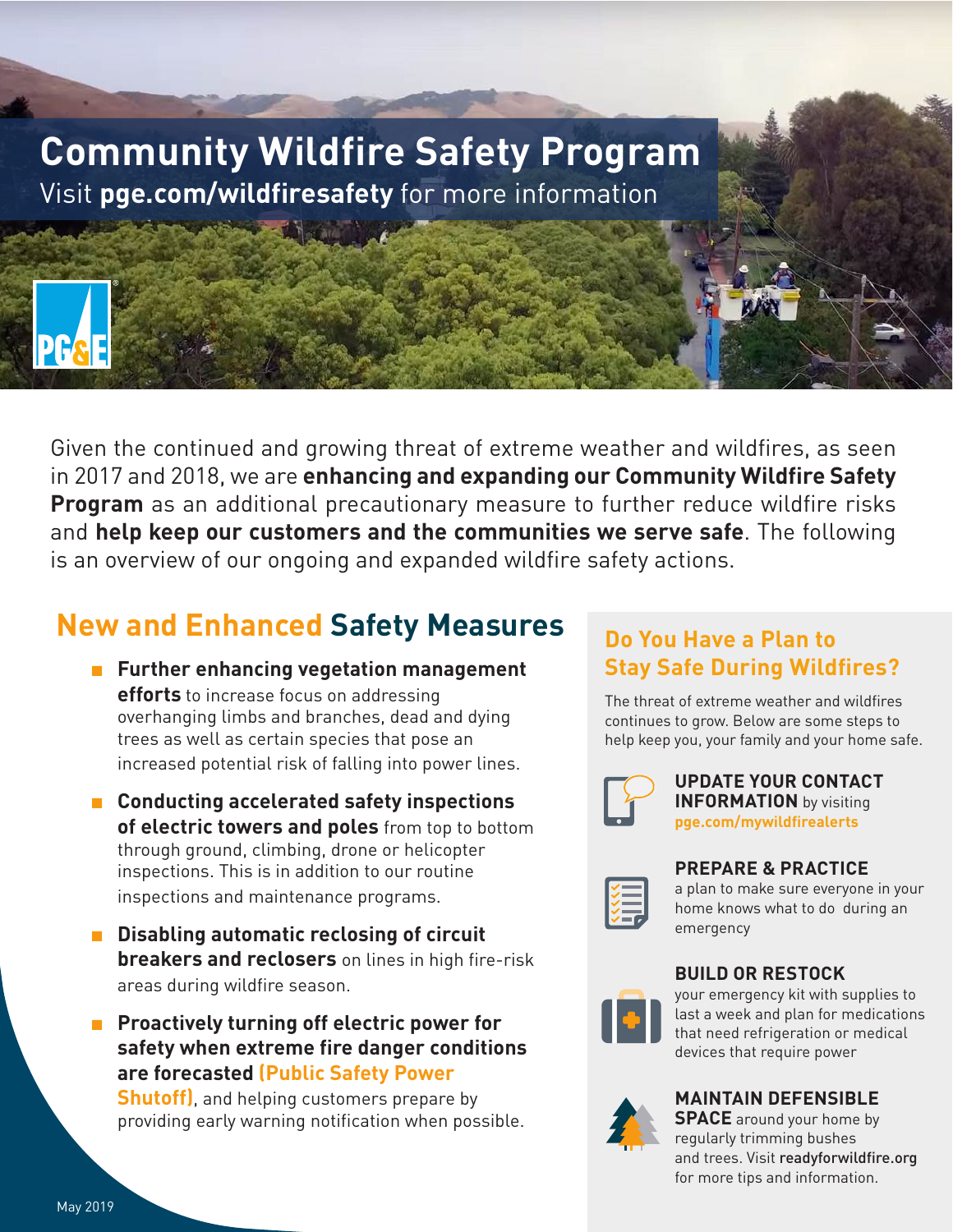# Community Wildfire Safety Program

Visit **pge.com/wildfiresafety** for more information

Given the continued and growing threat of extreme weather and wildfires, as seen in 2017 and 2018, we are **enhancing and expanding our Community Wildfire Safety Program** as an additional precautionary measure to further reduce wildfire risks and **help keep our customers and the communities we serve safe**. The following is an overview of our ongoing and expanded wildfire safety actions.

## New and Enhanced Safety Measures

- **Further enhancing vegetation management efforts** to increase focus on addressing overhanging limbs and branches, dead and dying trees as well as certain species that pose an increased potential risk of falling into power lines.
- **Conducting accelerated safety inspections of electric towers and poles** from top to bottom through ground, climbing, drone or helicopter inspections. This is in addition to our routine inspections and maintenance programs.
- **Disabling automatic reclosing of circuit breakers and reclosers** on lines in high fire-risk areas during wildfire season.
- **Proactively turning off electric power for safety when extreme fire danger conditions are forecasted (Public Safety Power Shutoff)**, and helping customers prepare by providing early warning notification when possible.

## Do You Have a Plan to Stay Safe During Wildfires?

The threat of extreme weather and wildfires continues to grow. Below are some steps to help keep you, your family and your home safe.

**UPDATE YOUR CONTACT INFORMATION** by visiting **pge.com/mywildfirealerts**

**PREPARE & PRACTICE** a plan to make sure everyone in your home knows what to do during an emergency

**BUILD OR RESTOCK** your emergency kit with supplies to last a week and plan for medications that need refrigeration or medical devices that require power

**MAINTAIN DEFENSIBLE SPACE** around your home by regularly trimming bushes and trees. Visit readyforwildfire.org for more tips and information.

May 2019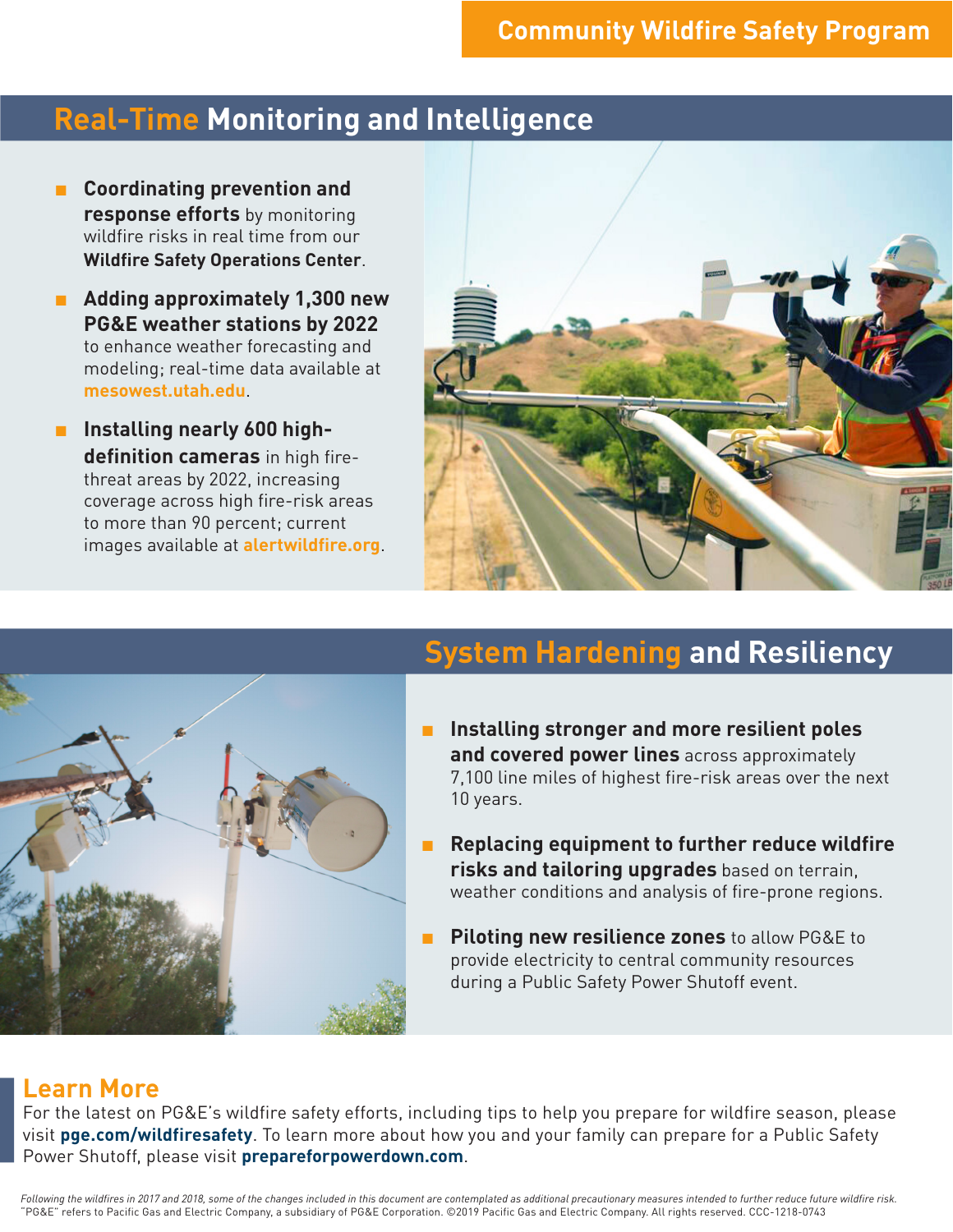**Community Wildfire Safety Program**

## Real-Time Monitoring and Intelligence

- **Coordinating prevention and response efforts** by monitoring wildfire risks in real time from our **Wildfire Safety Operations Center**.
- **Adding approximately 1,300 new PG&E weather stations by 2022** to enhance weather forecasting and modeling; real-time data available at **mesowest.utah.edu**.
- **Installing nearly 600 high-definition cameras** in high fire-threat areas by 2022, increasing coverage across high fire-risk areas to more than 90 percent; current images available at **alertwildfire.org**.

## System Hardening and Resiliency

- **Installing stronger and more resilient poles and covered power lines** across approximately 7,100 line miles of highest fire-risk areas over the next 10 years.
- **Replacing equipment to further reduce wildfire risks and tailoring upgrades** based on terrain, weather conditions and analysis of fire-prone regions.
- **Piloting new resilience zones** to allow PG&E to provide electricity to central community resources during a Public Safety Power Shutoff event.

## Learn More

For the latest on PG&E's wildfire safety efforts, including tips to help you prepare for wildfire season, please visit **pge.com/wildfiresafety**. To learn more about how you and your family can prepare for a Public Safety Power Shutoff, please visit **prepareforpowerdown.com**.

*Following the wildfires in 2017 and 2018, some of the changes included in this document are contemplated as additional precautionary measures intended to further reduce future wildfire risk.*
"PG&E" refers to Pacific Gas and Electric Company, a subsidiary of PG&E Corporation. ©2019 Pacific Gas and Electric Company. All rights reserved. CCC-1218-0743